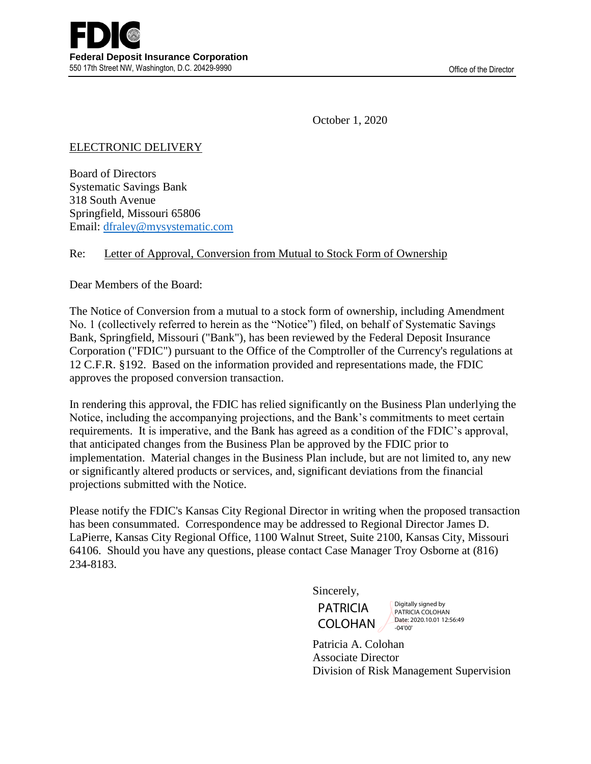**FDIC**

**Federal Deposit Insurance Corporation**
550 17th Street NW, Washington, D.C. 20429-9990

Office of the Director

October 1, 2020

ELECTRONIC DELIVERY

Board of Directors
Systematic Savings Bank
318 South Avenue
Springfield, Missouri 65806
Email: dfraley@mysystematic.com

Re: Letter of Approval, Conversion from Mutual to Stock Form of Ownership

Dear Members of the Board:

The Notice of Conversion from a mutual to a stock form of ownership, including Amendment No. 1 (collectively referred to herein as the "Notice") filed, on behalf of Systematic Savings Bank, Springfield, Missouri ("Bank"), has been reviewed by the Federal Deposit Insurance Corporation ("FDIC") pursuant to the Office of the Comptroller of the Currency's regulations at 12 C.F.R. §192. Based on the information provided and representations made, the FDIC approves the proposed conversion transaction.

In rendering this approval, the FDIC has relied significantly on the Business Plan underlying the Notice, including the accompanying projections, and the Bank's commitments to meet certain requirements. It is imperative, and the Bank has agreed as a condition of the FDIC's approval, that anticipated changes from the Business Plan be approved by the FDIC prior to implementation. Material changes in the Business Plan include, but are not limited to, any new or significantly altered products or services, and, significant deviations from the financial projections submitted with the Notice.

Please notify the FDIC's Kansas City Regional Director in writing when the proposed transaction has been consummated. Correspondence may be addressed to Regional Director James D. LaPierre, Kansas City Regional Office, 1100 Walnut Street, Suite 2100, Kansas City, Missouri 64106. Should you have any questions, please contact Case Manager Troy Osborne at (816) 234-8183.

Sincerely,

PATRICIA COLOHAN
Digitally signed by PATRICIA COLOHAN
Date: 2020.10.01 12:56:49 -04'00'

Patricia A. Colohan
Associate Director
Division of Risk Management Supervision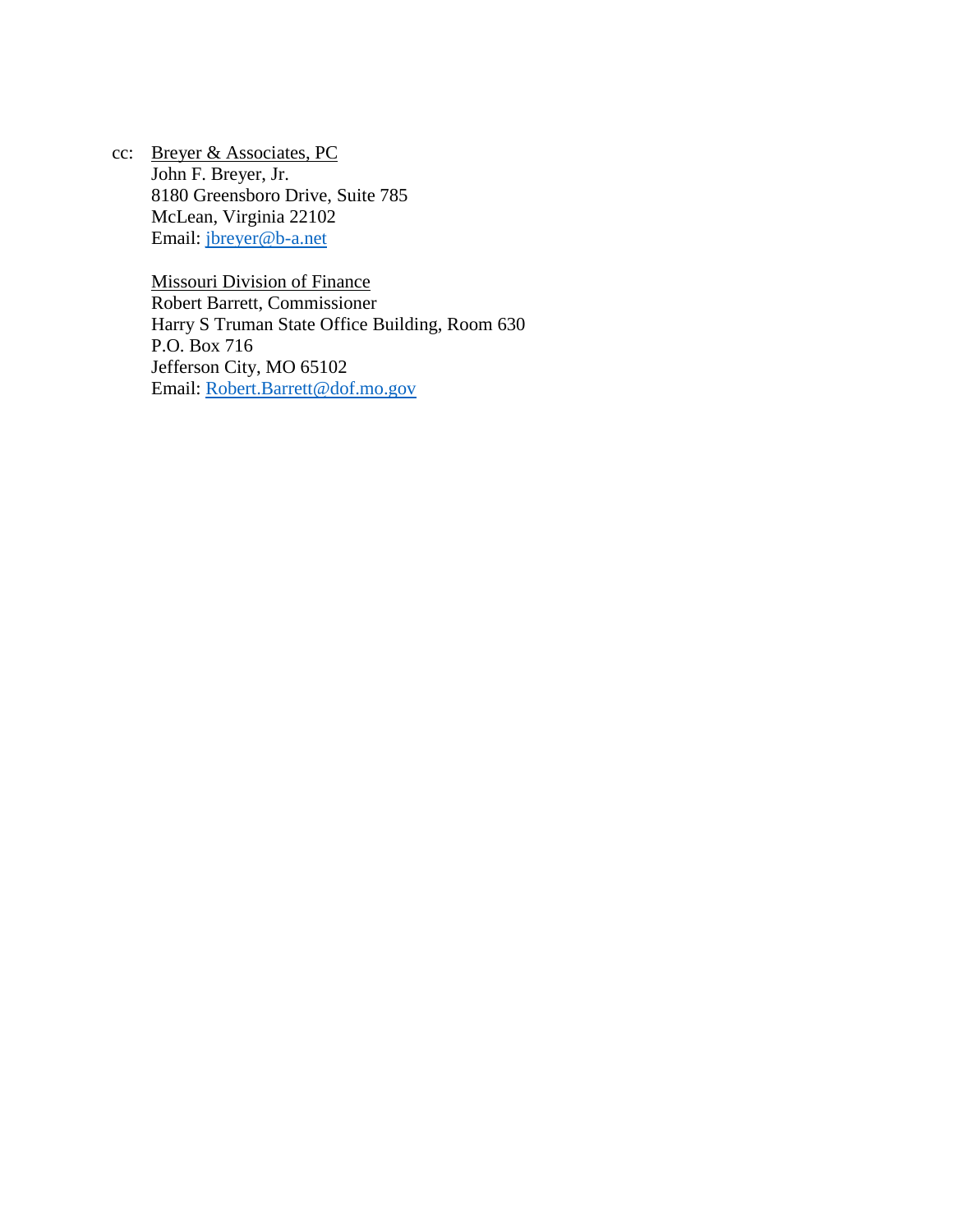cc: Breyer & Associates, PC
John F. Breyer, Jr.
8180 Greensboro Drive, Suite 785
McLean, Virginia 22102
Email: jbreyer@b-a.net

Missouri Division of Finance
Robert Barrett, Commissioner
Harry S Truman State Office Building, Room 630
P.O. Box 716
Jefferson City, MO 65102
Email: Robert.Barrett@dof.mo.gov